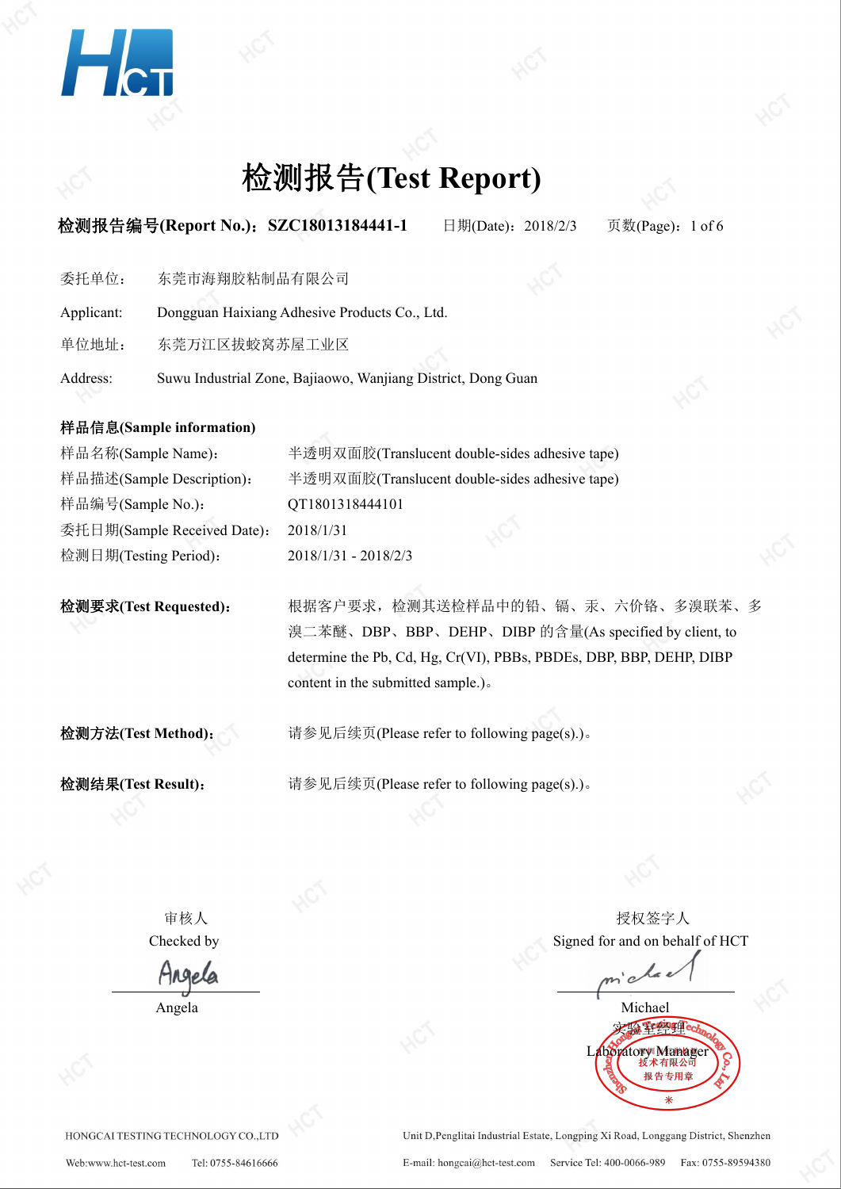# 检测报告(Test Report)

**检测报告编号(Report No.)：SZC18013184441-1** 日期(Date)：2018/2/3 页数(Page)：1 of 6

委托单位： 东莞市海翔胶粘制品有限公司

Applicant: Dongguan Haixiang Adhesive Products Co., Ltd.

单位地址： 东莞万江区拔蛟窝苏屋工业区

Address: Suwu Industrial Zone, Bajiaowo, Wanjiang District, Dong Guan

**样品信息(Sample information)**

样品名称(Sample Name)： 半透明双面胶(Translucent double-sides adhesive tape)

样品描述(Sample Description)： 半透明双面胶(Translucent double-sides adhesive tape)

样品编号(Sample No.)： QT1801318444101

委托日期(Sample Received Date)： 2018/1/31

检测日期(Testing Period)： 2018/1/31 - 2018/2/3

**检测要求(Test Requested)：** 根据客户要求，检测其送检样品中的铅、镉、汞、六价铬、多溴联苯、多溴二苯醚、DBP、BBP、DEHP、DIBP 的含量(As specified by client, to determine the Pb, Cd, Hg, Cr(VI), PBBs, PBDEs, DBP, BBP, DEHP, DIBP content in the submitted sample.)。

**检测方法(Test Method)：** 请参见后续页(Please refer to following page(s).)。

**检测结果(Test Result)：** 请参见后续页(Please refer to following page(s).)。

审核人
Checked by
Angela

授权签字人
Signed for and on behalf of HCT
Michael
实验室经理
Laboratory Manager

HONGCAI TESTING TECHNOLOGY CO.,LTD
Unit D,Penglitai Industrial Estate, Longping Xi Road, Longgang District, Shenzhen
Web:www.hct-test.com Tel: 0755-84616666 E-mail: hongcai@hct-test.com Service Tel: 400-0066-989 Fax: 0755-89594380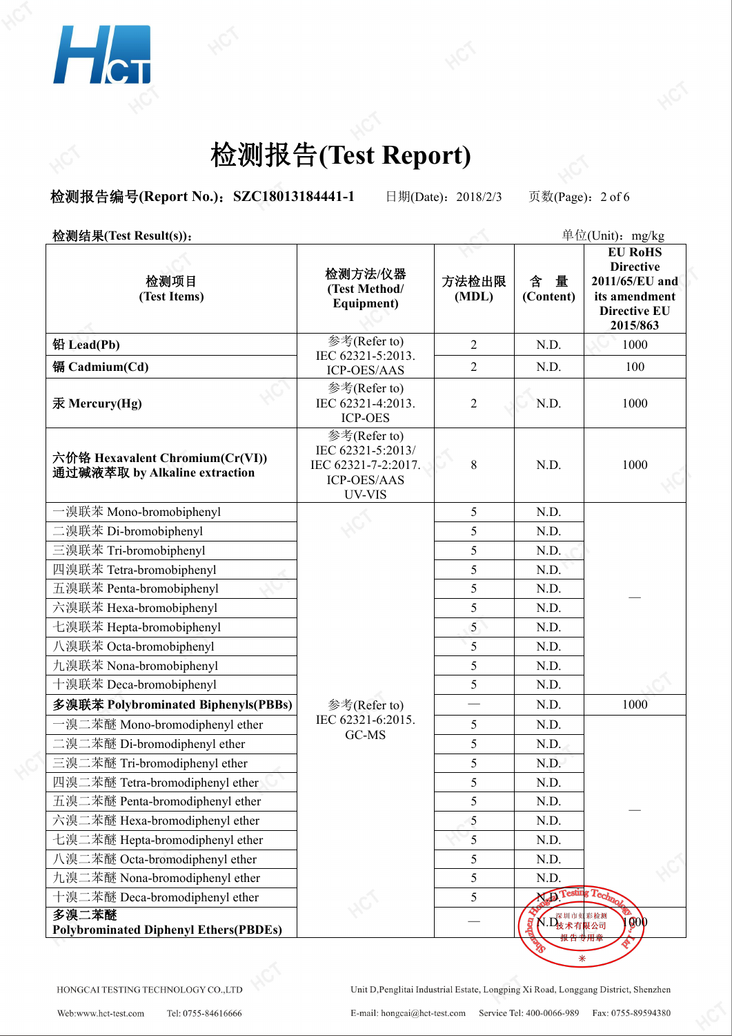# 检测报告(Test Report)

**检测报告编号(Report No.)：SZC18013184441-1** 日期(Date)：2018/2/3 页数(Page)：2 of 6

**检测结果(Test Result(s))：** 单位(Unit)：mg/kg

| 检测项目 (Test Items) | 检测方法/仪器 (Test Method/ Equipment) | 方法检出限 (MDL) | 含 量 (Content) | EU RoHS Directive 2011/65/EU and its amendment Directive EU 2015/863 |
|---|---|---|---|---|
| **铅 Lead(Pb)** | 参考(Refer to) IEC 62321-5:2013. ICP-OES/AAS | 2 | N.D. | 1000 |
| **镉 Cadmium(Cd)** | | 2 | N.D. | 100 |
| **汞 Mercury(Hg)** | 参考(Refer to) IEC 62321-4:2013. ICP-OES | 2 | N.D. | 1000 |
| **六价铬 Hexavalent Chromium(Cr(VI)) 通过碱液萃取 by Alkaline extraction** | 参考(Refer to) IEC 62321-5:2013/ IEC 62321-7-2:2017. ICP-OES/AAS UV-VIS | 8 | N.D. | 1000 |
| 一溴联苯 Mono-bromobiphenyl | 参考(Refer to) IEC 62321-6:2015. GC-MS | 5 | N.D. | — |
| 二溴联苯 Di-bromobiphenyl | | 5 | N.D. | |
| 三溴联苯 Tri-bromobiphenyl | | 5 | N.D. | |
| 四溴联苯 Tetra-bromobiphenyl | | 5 | N.D. | |
| 五溴联苯 Penta-bromobiphenyl | | 5 | N.D. | |
| 六溴联苯 Hexa-bromobiphenyl | | 5 | N.D. | |
| 七溴联苯 Hepta-bromobiphenyl | | 5 | N.D. | |
| 八溴联苯 Octa-bromobiphenyl | | 5 | N.D. | |
| 九溴联苯 Nona-bromobiphenyl | | 5 | N.D. | |
| 十溴联苯 Deca-bromobiphenyl | | 5 | N.D. | |
| **多溴联苯 Polybrominated Biphenyls(PBBs)** | | — | N.D. | 1000 |
| 一溴二苯醚 Mono-bromodiphenyl ether | | 5 | N.D. | — |
| 二溴二苯醚 Di-bromodiphenyl ether | | 5 | N.D. | |
| 三溴二苯醚 Tri-bromodiphenyl ether | | 5 | N.D. | |
| 四溴二苯醚 Tetra-bromodiphenyl ether | | 5 | N.D. | |
| 五溴二苯醚 Penta-bromodiphenyl ether | | 5 | N.D. | |
| 六溴二苯醚 Hexa-bromodiphenyl ether | | 5 | N.D. | |
| 七溴二苯醚 Hepta-bromodiphenyl ether | | 5 | N.D. | |
| 八溴二苯醚 Octa-bromodiphenyl ether | | 5 | N.D. | |
| 九溴二苯醚 Nona-bromodiphenyl ether | | 5 | N.D. | |
| 十溴二苯醚 Deca-bromodiphenyl ether | | 5 | N.D. | |
| **多溴二苯醚 Polybrominated Diphenyl Ethers(PBDEs)** | | — | N.D. | 1000 |

HONGCAI TESTING TECHNOLOGY CO.,LTD Unit D,Penglitai Industrial Estate, Longping Xi Road, Longgang District, Shenzhen

Web:www.hct-test.com Tel: 0755-84616666 E-mail: hongcai@hct-test.com Service Tel: 400-0066-989 Fax: 0755-89594380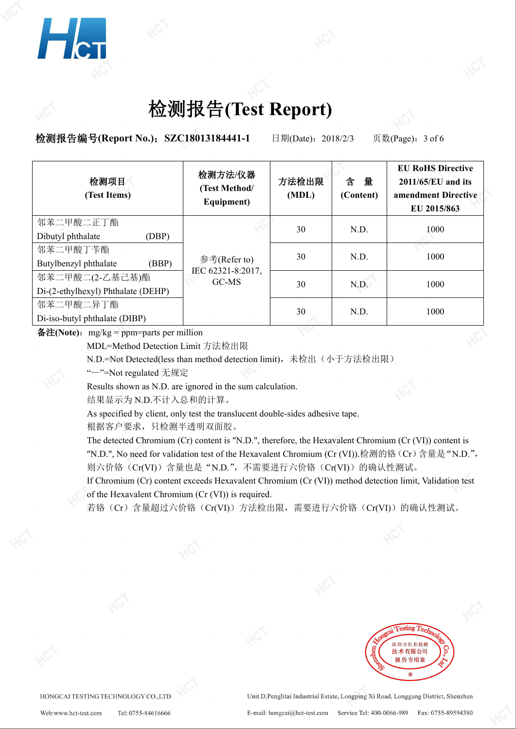# 检测报告(Test Report)

**检测报告编号(Report No.)：SZC18013184441-1** 日期(Date)：2018/2/3 页数(Page)：3 of 6

| 检测项目 (Test Items) | 检测方法/仪器 (Test Method/ Equipment) | 方法检出限 (MDL) | 含 量 (Content) | EU RoHS Directive 2011/65/EU and its amendment Directive EU 2015/863 |
|---|---|---|---|---|
| 邻苯二甲酸二正丁酯 Dibutyl phthalate (DBP) | 参考(Refer to) IEC 62321-8:2017, GC-MS | 30 | N.D. | 1000 |
| 邻苯二甲酸丁苄酯 Butylbenzyl phthalate (BBP) | | 30 | N.D. | 1000 |
| 邻苯二甲酸二(2-乙基己基)酯 Di-(2-ethylhexyl) Phthalate (DEHP) | | 30 | N.D. | 1000 |
| 邻苯二甲酸二异丁酯 Di-iso-butyl phthalate (DIBP) | | 30 | N.D. | 1000 |

**备注(Note)**：mg/kg = ppm=parts per million

MDL=Method Detection Limit 方法检出限

N.D.=Not Detected(less than method detection limit)，未检出（小于方法检出限）

"—"=Not regulated 无规定

Results shown as N.D. are ignored in the sum calculation.

结果显示为 N.D.不计入总和的计算。

As specified by client, only test the translucent double-sides adhesive tape.

根据客户要求，只检测半透明双面胶。

The detected Chromium (Cr) content is "N.D.", therefore, the Hexavalent Chromium (Cr (VI)) content is "N.D.", No need for validation test of the Hexavalent Chromium (Cr (VI)).检测的铬（Cr）含量是"N.D."，则六价铬（Cr(VI)）含量也是"N.D."，不需要进行六价铬（Cr(VI)）的确认性测试。

If Chromium (Cr) content exceeds Hexavalent Chromium (Cr (VI)) method detection limit, Validation test of the Hexavalent Chromium (Cr (VI)) is required.

若铬（Cr）含量超过六价铬（Cr(VI)）方法检出限，需要进行六价铬（Cr(VI)）的确认性测试。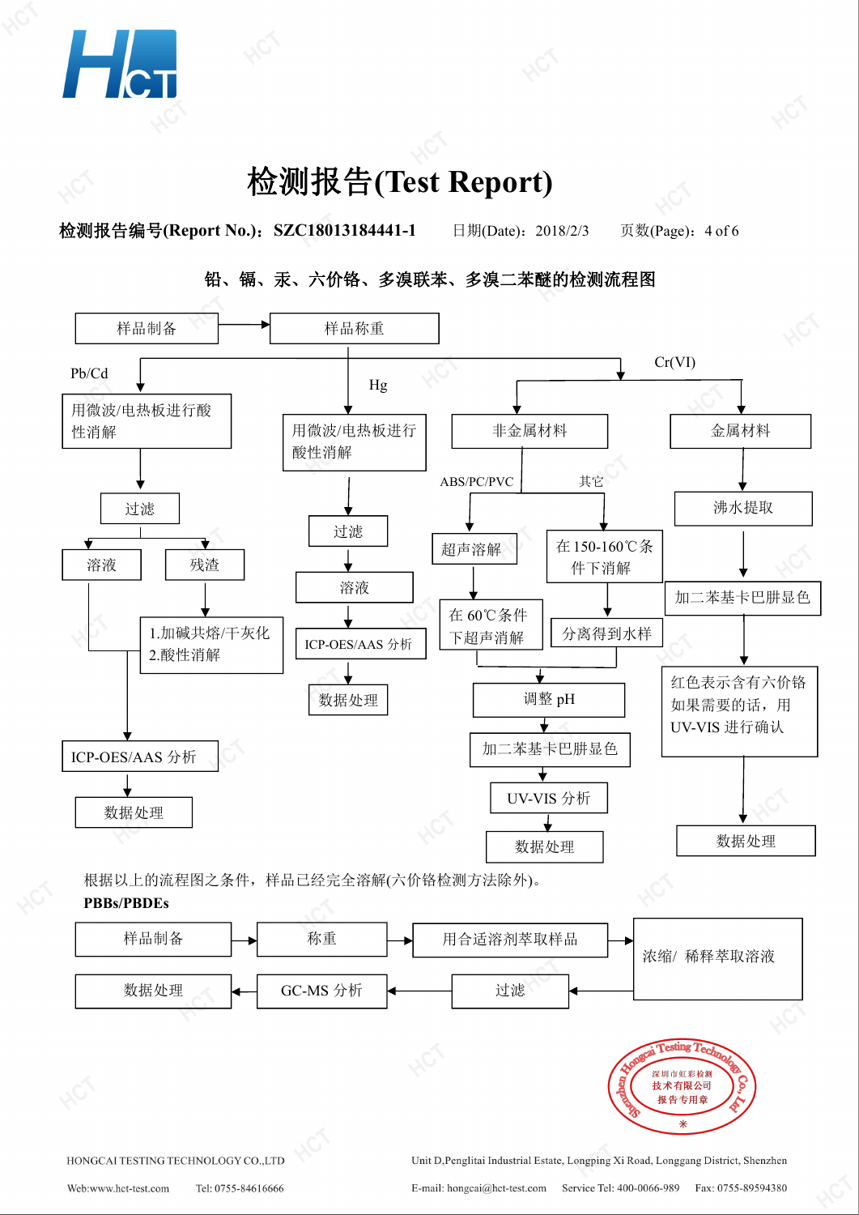# 检测报告(Test Report)

**检测报告编号(Report No.)：SZC18013184441-1** 日期(Date)：2018/2/3 页数(Page)：4 of 6

### 铅、镉、汞、六价铬、多溴联苯、多溴二苯醚的检测流程图

样品制备 → 样品称重

**Pb/Cd：**
用微波/电热板进行酸性消解 → 过滤 → 溶液 / 残渣
- 残渣 → 1.加碱共熔/干灰化 2.酸性消解
- 溶液、消解液 → ICP-OES/AAS 分析 → 数据处理

**Hg：**
用微波/电热板进行酸性消解 → 过滤 → 溶液 → ICP-OES/AAS 分析 → 数据处理

**Cr(VI)：**
- 非金属材料
  - ABS/PC/PVC → 超声溶解 → 在 60℃条件下超声消解
  - 其它 → 在 150-160℃条件下消解 → 分离得到水样
  - → 调整 pH → 加二苯基卡巴肼显色 → UV-VIS 分析 → 数据处理
- 金属材料 → 沸水提取 → 加二苯基卡巴肼显色 → 红色表示含有六价铬如果需要的话，用 UV-VIS 进行确认 → 数据处理

根据以上的流程图之条件，样品已经完全溶解(六价铬检测方法除外)。

**PBBs/PBDEs**

样品制备 → 称重 → 用合适溶剂萃取样品 → 浓缩/ 稀释萃取溶液 → 过滤 → GC-MS 分析 → 数据处理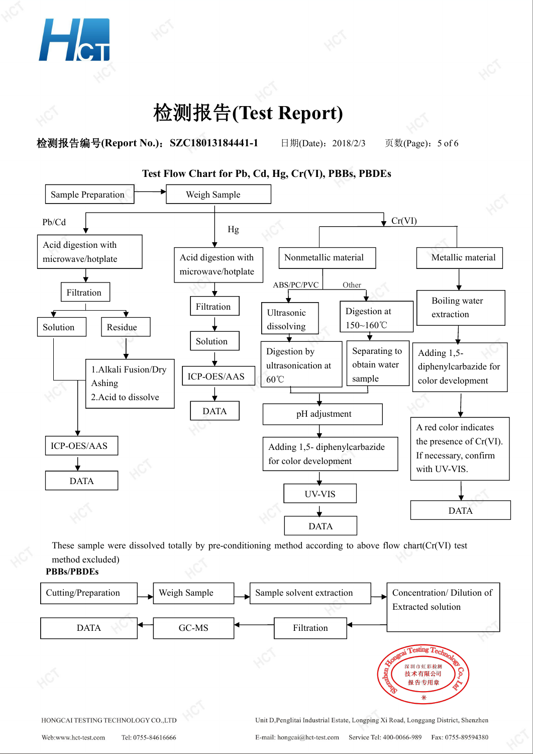# 检测报告(Test Report)

**检测报告编号(Report No.)：SZC18013184441-1** 日期(Date)：2018/2/3 页数(Page)：5 of 6

## Test Flow Chart for Pb, Cd, Hg, Cr(VI), PBBs, PBDEs

Sample Preparation → Weigh Sample

**Pb/Cd**

- Acid digestion with microwave/hotplate
- Filtration
- Solution / Residue
  - Residue → 1.Alkali Fusion/Dry Ashing 2.Acid to dissolve
- ICP-OES/AAS
- DATA

**Hg**

- Acid digestion with microwave/hotplate
- Filtration
- Solution
- ICP-OES/AAS
- DATA

**Cr(VI)**

- Nonmetallic material
  - ABS/PC/PVC: Ultrasonic dissolving → Digestion by ultrasonication at 60℃
  - Other: Digestion at 150~160℃ → Separating to obtain water sample
  - pH adjustment
  - Adding 1,5- diphenylcarbazide for color development
  - UV-VIS
  - DATA
- Metallic material
  - Boiling water extraction
  - Adding 1,5-diphenylcarbazide for color development
  - A red color indicates the presence of Cr(VI). If necessary, confirm with UV-VIS.
  - DATA

These sample were dissolved totally by pre-conditioning method according to above flow chart(Cr(VI) test method excluded)

**PBBs/PBDEs**

Cutting/Preparation → Weigh Sample → Sample solvent extraction → Concentration/ Dilution of Extracted solution → Filtration → GC-MS → DATA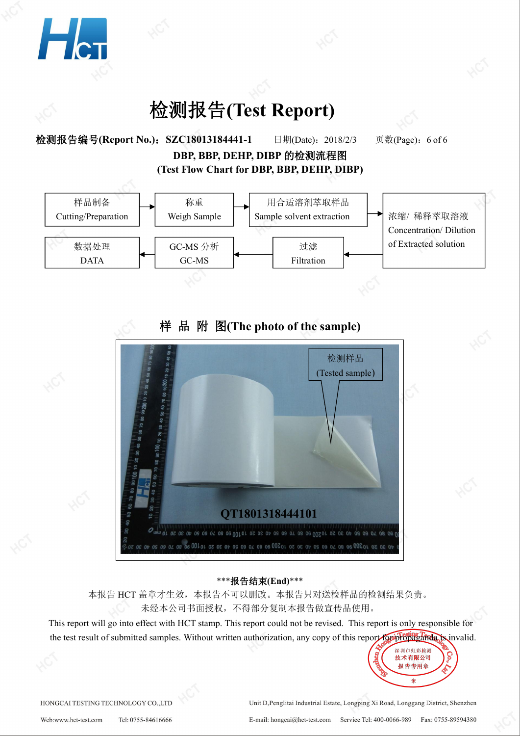# 检测报告(Test Report)

**检测报告编号(Report No.)：SZC18013184441-1** 日期(Date)：2018/2/3 页数(Page)：6 of 6

**DBP, BBP, DEHP, DIBP 的检测流程图**

**(Test Flow Chart for DBP, BBP, DEHP, DIBP)**

样品制备 Cutting/Preparation → 称重 Weigh Sample → 用合适溶剂萃取样品 Sample solvent extraction → 浓缩/ 稀释萃取溶液 Concentration/ Dilution of Extracted solution → 过滤 Filtration → GC-MS 分析 GC-MS → 数据处理 DATA

## 样 品 附 图(The photo of the sample)

检测样品

(Tested sample)

QT1801318444101

***报告结束(End)***

本报告 HCT 盖章才生效，本报告不可以删改。本报告只对送检样品的检测结果负责。

未经本公司书面授权，不得部分复制本报告做宣传品使用。

This report will go into effect with HCT stamp. This report could not be revised. This report is only responsible for the test result of submitted samples. Without written authorization, any copy of this report for propaganda is invalid.